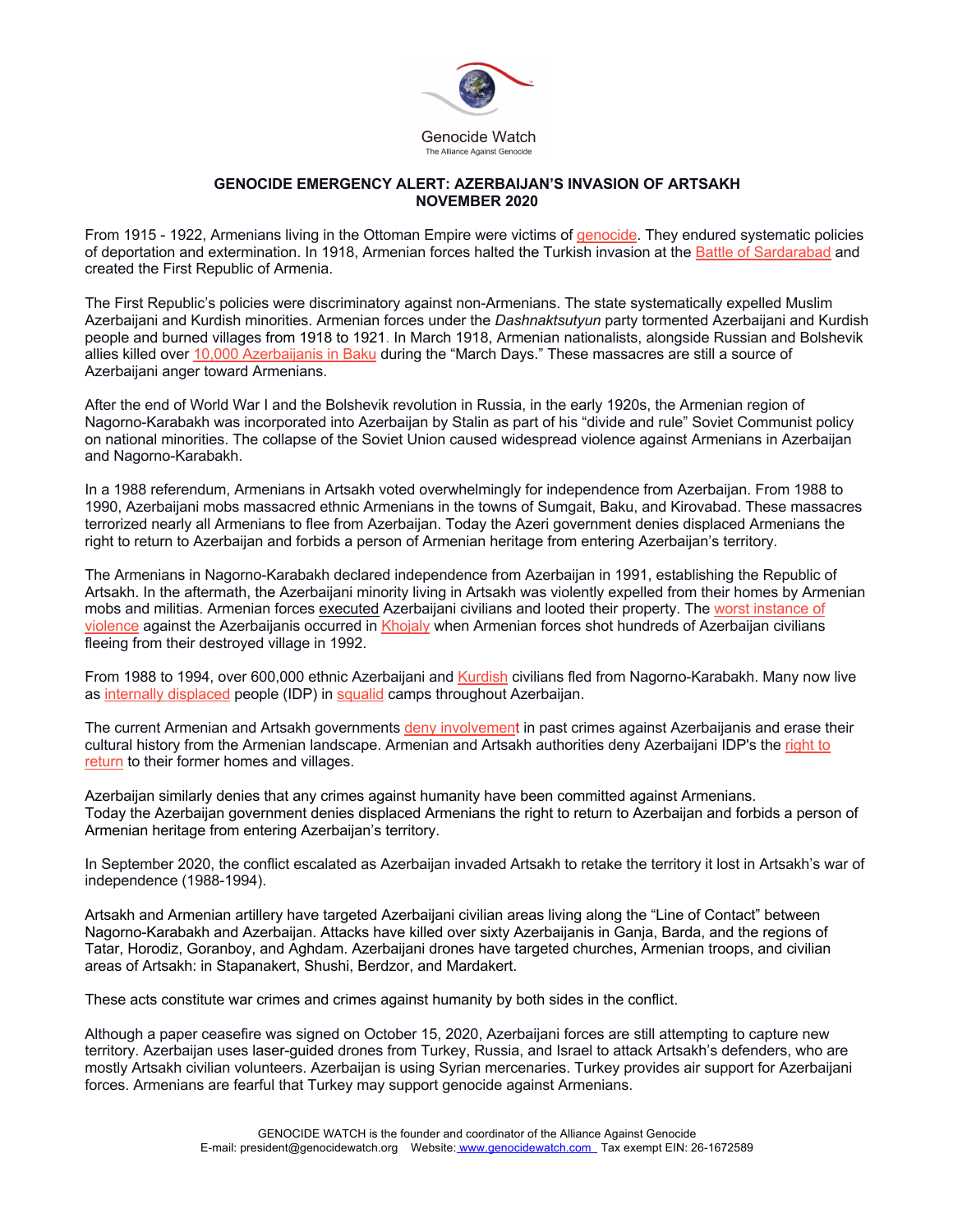Genocide Watch

The Alliance Against Genocide

## GENOCIDE EMERGENCY ALERT: AZERBAIJAN'S INVASION OF ARTSAKH NOVEMBER 2020

From 1915 - 1922, Armenians living in the Ottoman Empire were victims of genocide. They endured systematic policies of deportation and extermination. In 1918, Armenian forces halted the Turkish invasion at the Battle of Sardarabad and created the First Republic of Armenia.

The First Republic's policies were discriminatory against non-Armenians. The state systematically expelled Muslim Azerbaijani and Kurdish minorities. Armenian forces under the *Dashnaktsutyun* party tormented Azerbaijani and Kurdish people and burned villages from 1918 to 1921. In March 1918, Armenian nationalists, alongside Russian and Bolshevik allies killed over 10,000 Azerbaijanis in Baku during the "March Days." These massacres are still a source of Azerbaijani anger toward Armenians.

After the end of World War I and the Bolshevik revolution in Russia, in the early 1920s, the Armenian region of Nagorno-Karabakh was incorporated into Azerbaijan by Stalin as part of his "divide and rule" Soviet Communist policy on national minorities. The collapse of the Soviet Union caused widespread violence against Armenians in Azerbaijan and Nagorno-Karabakh.

In a 1988 referendum, Armenians in Artsakh voted overwhelmingly for independence from Azerbaijan. From 1988 to 1990, Azerbaijani mobs massacred ethnic Armenians in the towns of Sumgait, Baku, and Kirovabad. These massacres terrorized nearly all Armenians to flee from Azerbaijan. Today the Azeri government denies displaced Armenians the right to return to Azerbaijan and forbids a person of Armenian heritage from entering Azerbaijan's territory.

The Armenians in Nagorno-Karabakh declared independence from Azerbaijan in 1991, establishing the Republic of Artsakh. In the aftermath, the Azerbaijani minority living in Artsakh was violently expelled from their homes by Armenian mobs and militias. Armenian forces executed Azerbaijani civilians and looted their property. The worst instance of violence against the Azerbaijanis occurred in Khojaly when Armenian forces shot hundreds of Azerbaijan civilians fleeing from their destroyed village in 1992.

From 1988 to 1994, over 600,000 ethnic Azerbaijani and Kurdish civilians fled from Nagorno-Karabakh. Many now live as internally displaced people (IDP) in squalid camps throughout Azerbaijan.

The current Armenian and Artsakh governments deny involvement in past crimes against Azerbaijanis and erase their cultural history from the Armenian landscape. Armenian and Artsakh authorities deny Azerbaijani IDP's the right to return to their former homes and villages.

Azerbaijan similarly denies that any crimes against humanity have been committed against Armenians. Today the Azerbaijan government denies displaced Armenians the right to return to Azerbaijan and forbids a person of Armenian heritage from entering Azerbaijan's territory.

In September 2020, the conflict escalated as Azerbaijan invaded Artsakh to retake the territory it lost in Artsakh's war of independence (1988-1994).

Artsakh and Armenian artillery have targeted Azerbaijani civilian areas living along the "Line of Contact" between Nagorno-Karabakh and Azerbaijan. Attacks have killed over sixty Azerbaijanis in Ganja, Barda, and the regions of Tatar, Horodiz, Goranboy, and Aghdam. Azerbaijani drones have targeted churches, Armenian troops, and civilian areas of Artsakh: in Stapanakert, Shushi, Berdzor, and Mardakert.

These acts constitute war crimes and crimes against humanity by both sides in the conflict.

Although a paper ceasefire was signed on October 15, 2020, Azerbaijani forces are still attempting to capture new territory. Azerbaijan uses laser-guided drones from Turkey, Russia, and Israel to attack Artsakh's defenders, who are mostly Artsakh civilian volunteers. Azerbaijan is using Syrian mercenaries. Turkey provides air support for Azerbaijani forces. Armenians are fearful that Turkey may support genocide against Armenians.

GENOCIDE WATCH is the founder and coordinator of the Alliance Against Genocide
E-mail: president@genocidewatch.org Website: www.genocidewatch.com Tax exempt EIN: 26-1672589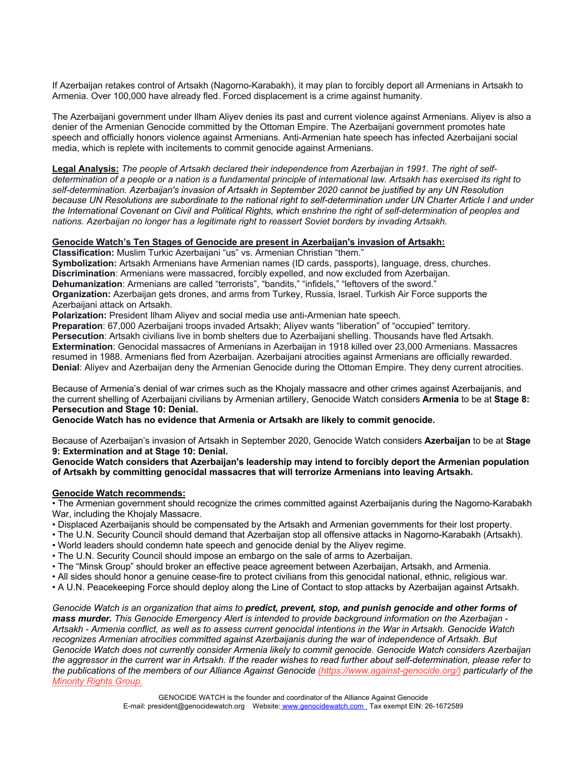If Azerbaijan retakes control of Artsakh (Nagorno-Karabakh), it may plan to forcibly deport all Armenians in Artsakh to Armenia. Over 100,000 have already fled. Forced displacement is a crime against humanity.

The Azerbaijani government under Ilham Aliyev denies its past and current violence against Armenians. Aliyev is also a denier of the Armenian Genocide committed by the Ottoman Empire. The Azerbaijani government promotes hate speech and officially honors violence against Armenians. Anti-Armenian hate speech has infected Azerbaijani social media, which is replete with incitements to commit genocide against Armenians.

**Legal Analysis:** *The people of Artsakh declared their independence from Azerbaijan in 1991. The right of self-determination of a people or a nation is a fundamental principle of international law. Artsakh has exercised its right to self-determination. Azerbaijan's invasion of Artsakh in September 2020 cannot be justified by any UN Resolution because UN Resolutions are subordinate to the national right to self-determination under UN Charter Article I and under the International Covenant on Civil and Political Rights, which enshrine the right of self-determination of peoples and nations. Azerbaijan no longer has a legitimate right to reassert Soviet borders by invading Artsakh.*

**Genocide Watch's Ten Stages of Genocide are present in Azerbaijan's invasion of Artsakh:**

**Classification:** Muslim Turkic Azerbaijani "us" vs. Armenian Christian "them."
**Symbolization:** Artsakh Armenians have Armenian names (ID cards, passports), language, dress, churches.
**Discrimination**: Armenians were massacred, forcibly expelled, and now excluded from Azerbaijan.
**Dehumanization**: Armenians are called "terrorists", "bandits," "infidels," "leftovers of the sword."
**Organization:** Azerbaijan gets drones, and arms from Turkey, Russia, Israel. Turkish Air Force supports the Azerbaijani attack on Artsakh.
**Polarization:** President Ilham Aliyev and social media use anti-Armenian hate speech.
**Preparation**: 67,000 Azerbaijani troops invaded Artsakh; Aliyev wants "liberation" of "occupied" territory.
**Persecution**: Artsakh civilians live in bomb shelters due to Azerbaijani shelling. Thousands have fled Artsakh.
**Extermination**: Genocidal massacres of Armenians in Azerbaijan in 1918 killed over 23,000 Armenians. Massacres resumed in 1988. Armenians fled from Azerbaijan. Azerbaijani atrocities against Armenians are officially rewarded.
**Denial**: Aliyev and Azerbaijan deny the Armenian Genocide during the Ottoman Empire. They deny current atrocities.

Because of Armenia's denial of war crimes such as the Khojaly massacre and other crimes against Azerbaijanis, and the current shelling of Azerbaijani civilians by Armenian artillery, Genocide Watch considers **Armenia** to be at **Stage 8: Persecution and Stage 10: Denial.**
**Genocide Watch has no evidence that Armenia or Artsakh are likely to commit genocide.**

Because of Azerbaijan's invasion of Artsakh in September 2020, Genocide Watch considers **Azerbaijan** to be at **Stage 9: Extermination and at Stage 10: Denial.**
**Genocide Watch considers that Azerbaijan's leadership may intend to forcibly deport the Armenian population of Artsakh by committing genocidal massacres that will terrorize Armenians into leaving Artsakh.**

**Genocide Watch recommends:**

- The Armenian government should recognize the crimes committed against Azerbaijanis during the Nagorno-Karabakh War, including the Khojaly Massacre.
- Displaced Azerbaijanis should be compensated by the Artsakh and Armenian governments for their lost property.
- The U.N. Security Council should demand that Azerbaijan stop all offensive attacks in Nagorno-Karabakh (Artsakh).
- World leaders should condemn hate speech and genocide denial by the Aliyev regime.
- The U.N. Security Council should impose an embargo on the sale of arms to Azerbaijan.
- The "Minsk Group" should broker an effective peace agreement between Azerbaijan, Artsakh, and Armenia.
- All sides should honor a genuine cease-fire to protect civilians from this genocidal national, ethnic, religious war.
- A U.N. Peacekeeping Force should deploy along the Line of Contact to stop attacks by Azerbaijan against Artsakh.

*Genocide Watch is an organization that aims to **predict, prevent, stop, and punish genocide and other forms of mass murder.** This Genocide Emergency Alert is intended to provide background information on the Azerbaijan - Artsakh - Armenia conflict, as well as to assess current genocidal intentions in the War in Artsakh. Genocide Watch recognizes Armenian atrocities committed against Azerbaijanis during the war of independence of Artsakh. But Genocide Watch does not currently consider Armenia likely to commit genocide. Genocide Watch considers Azerbaijan the aggressor in the current war in Artsakh. If the reader wishes to read further about self-determination, please refer to the publications of the members of our Alliance Against Genocide (https://www.against-genocide.org/) particularly of the Minority Rights Group.*

GENOCIDE WATCH is the founder and coordinator of the Alliance Against Genocide
E-mail: president@genocidewatch.org Website: www.genocidewatch.com Tax exempt EIN: 26-1672589